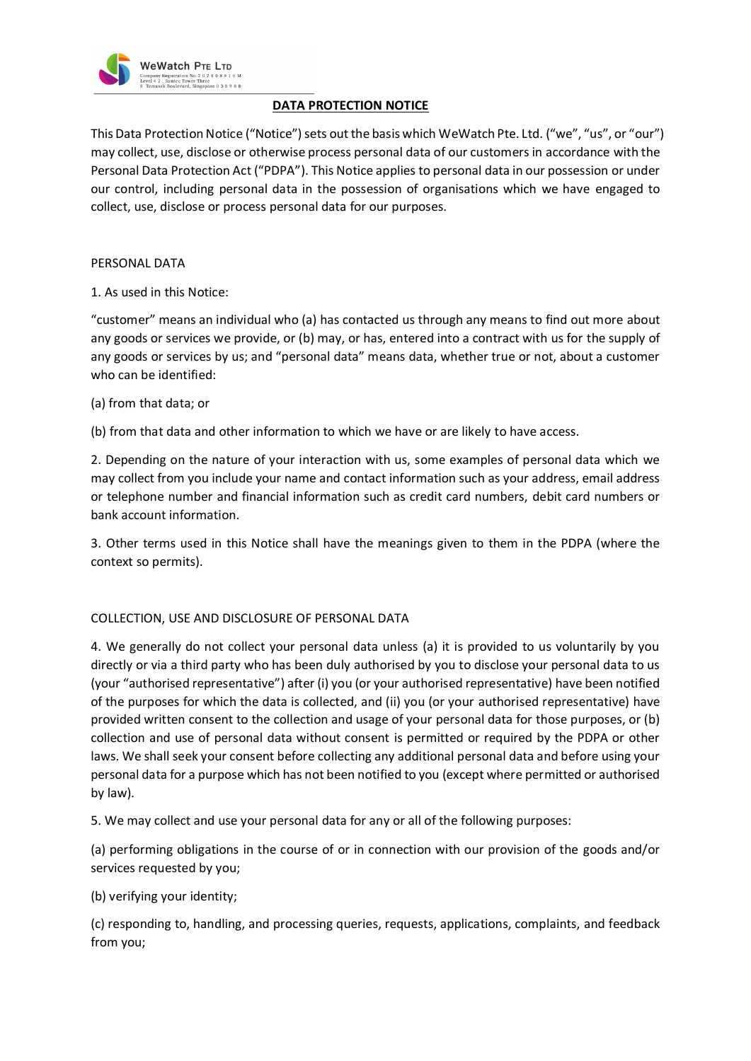WeWatch Pte Ltd
Company Registration No: 202408910M
Level 42, Suntec Tower Three
8 Temasek Boulevard, Singapore 038988

# DATA PROTECTION NOTICE

This Data Protection Notice ("Notice") sets out the basis which WeWatch Pte. Ltd. ("we", "us", or "our") may collect, use, disclose or otherwise process personal data of our customers in accordance with the Personal Data Protection Act ("PDPA"). This Notice applies to personal data in our possession or under our control, including personal data in the possession of organisations which we have engaged to collect, use, disclose or process personal data for our purposes.

## PERSONAL DATA

1. As used in this Notice:

"customer" means an individual who (a) has contacted us through any means to find out more about any goods or services we provide, or (b) may, or has, entered into a contract with us for the supply of any goods or services by us; and "personal data" means data, whether true or not, about a customer who can be identified:

(a) from that data; or

(b) from that data and other information to which we have or are likely to have access.

2. Depending on the nature of your interaction with us, some examples of personal data which we may collect from you include your name and contact information such as your address, email address or telephone number and financial information such as credit card numbers, debit card numbers or bank account information.

3. Other terms used in this Notice shall have the meanings given to them in the PDPA (where the context so permits).

## COLLECTION, USE AND DISCLOSURE OF PERSONAL DATA

4. We generally do not collect your personal data unless (a) it is provided to us voluntarily by you directly or via a third party who has been duly authorised by you to disclose your personal data to us (your "authorised representative") after (i) you (or your authorised representative) have been notified of the purposes for which the data is collected, and (ii) you (or your authorised representative) have provided written consent to the collection and usage of your personal data for those purposes, or (b) collection and use of personal data without consent is permitted or required by the PDPA or other laws. We shall seek your consent before collecting any additional personal data and before using your personal data for a purpose which has not been notified to you (except where permitted or authorised by law).

5. We may collect and use your personal data for any or all of the following purposes:

(a) performing obligations in the course of or in connection with our provision of the goods and/or services requested by you;

(b) verifying your identity;

(c) responding to, handling, and processing queries, requests, applications, complaints, and feedback from you;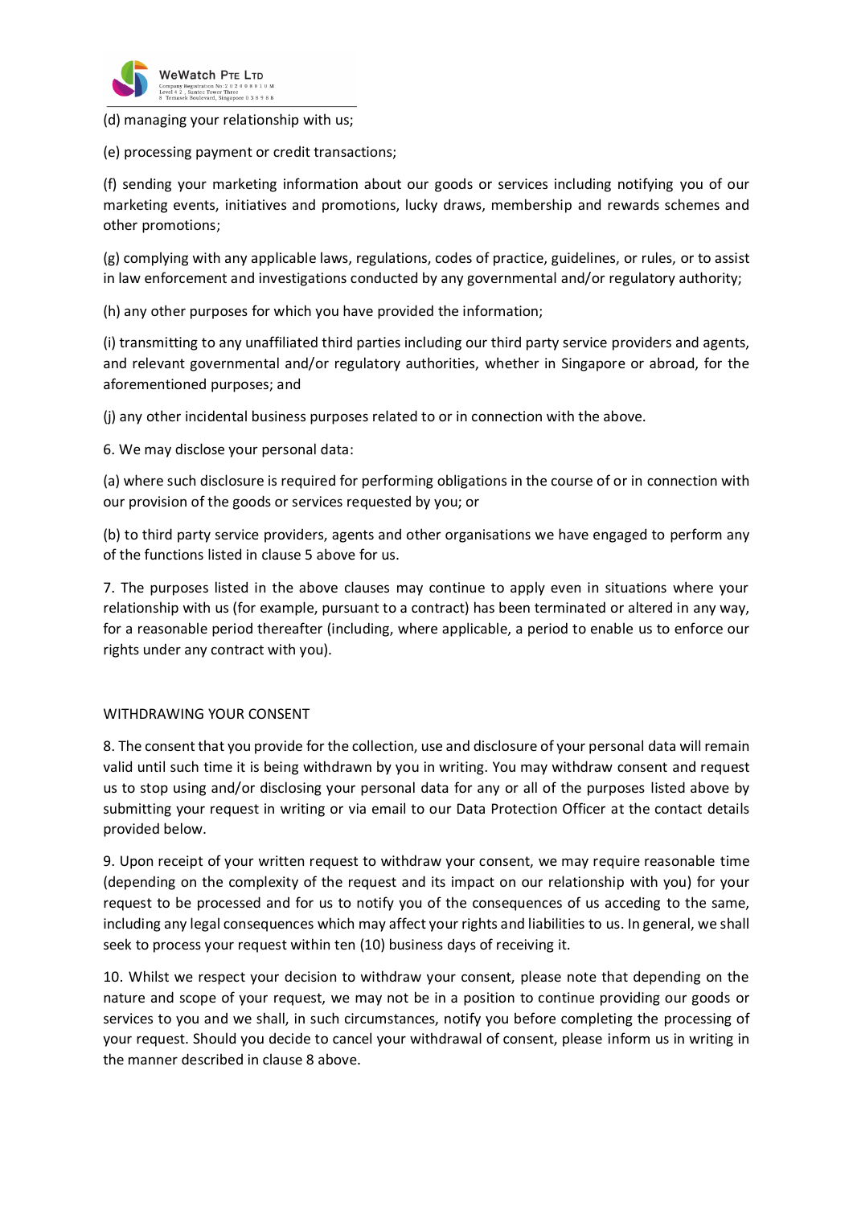(d) managing your relationship with us;

(e) processing payment or credit transactions;

(f) sending your marketing information about our goods or services including notifying you of our marketing events, initiatives and promotions, lucky draws, membership and rewards schemes and other promotions;

(g) complying with any applicable laws, regulations, codes of practice, guidelines, or rules, or to assist in law enforcement and investigations conducted by any governmental and/or regulatory authority;

(h) any other purposes for which you have provided the information;

(i) transmitting to any unaffiliated third parties including our third party service providers and agents, and relevant governmental and/or regulatory authorities, whether in Singapore or abroad, for the aforementioned purposes; and

(j) any other incidental business purposes related to or in connection with the above.

6. We may disclose your personal data:

(a) where such disclosure is required for performing obligations in the course of or in connection with our provision of the goods or services requested by you; or

(b) to third party service providers, agents and other organisations we have engaged to perform any of the functions listed in clause 5 above for us.

7. The purposes listed in the above clauses may continue to apply even in situations where your relationship with us (for example, pursuant to a contract) has been terminated or altered in any way, for a reasonable period thereafter (including, where applicable, a period to enable us to enforce our rights under any contract with you).

WITHDRAWING YOUR CONSENT

8. The consent that you provide for the collection, use and disclosure of your personal data will remain valid until such time it is being withdrawn by you in writing. You may withdraw consent and request us to stop using and/or disclosing your personal data for any or all of the purposes listed above by submitting your request in writing or via email to our Data Protection Officer at the contact details provided below.

9. Upon receipt of your written request to withdraw your consent, we may require reasonable time (depending on the complexity of the request and its impact on our relationship with you) for your request to be processed and for us to notify you of the consequences of us acceding to the same, including any legal consequences which may affect your rights and liabilities to us. In general, we shall seek to process your request within ten (10) business days of receiving it.

10. Whilst we respect your decision to withdraw your consent, please note that depending on the nature and scope of your request, we may not be in a position to continue providing our goods or services to you and we shall, in such circumstances, notify you before completing the processing of your request. Should you decide to cancel your withdrawal of consent, please inform us in writing in the manner described in clause 8 above.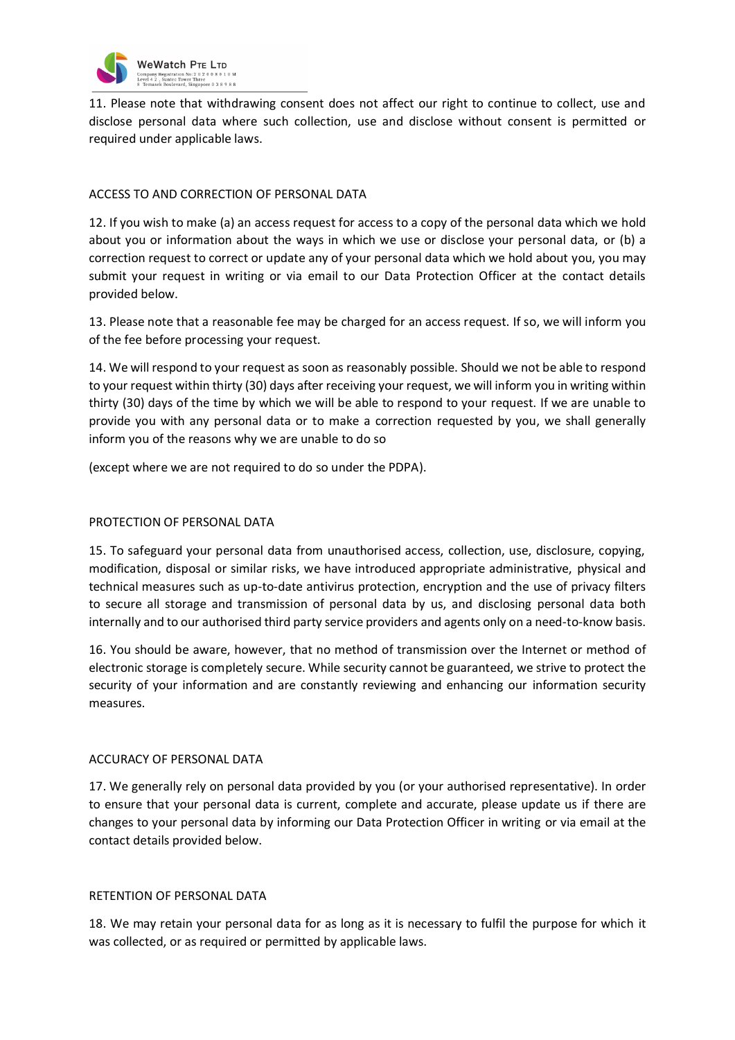11. Please note that withdrawing consent does not affect our right to continue to collect, use and disclose personal data where such collection, use and disclose without consent is permitted or required under applicable laws.

## ACCESS TO AND CORRECTION OF PERSONAL DATA

12. If you wish to make (a) an access request for access to a copy of the personal data which we hold about you or information about the ways in which we use or disclose your personal data, or (b) a correction request to correct or update any of your personal data which we hold about you, you may submit your request in writing or via email to our Data Protection Officer at the contact details provided below.

13. Please note that a reasonable fee may be charged for an access request. If so, we will inform you of the fee before processing your request.

14. We will respond to your request as soon as reasonably possible. Should we not be able to respond to your request within thirty (30) days after receiving your request, we will inform you in writing within thirty (30) days of the time by which we will be able to respond to your request. If we are unable to provide you with any personal data or to make a correction requested by you, we shall generally inform you of the reasons why we are unable to do so

(except where we are not required to do so under the PDPA).

## PROTECTION OF PERSONAL DATA

15. To safeguard your personal data from unauthorised access, collection, use, disclosure, copying, modification, disposal or similar risks, we have introduced appropriate administrative, physical and technical measures such as up-to-date antivirus protection, encryption and the use of privacy filters to secure all storage and transmission of personal data by us, and disclosing personal data both internally and to our authorised third party service providers and agents only on a need-to-know basis.

16. You should be aware, however, that no method of transmission over the Internet or method of electronic storage is completely secure. While security cannot be guaranteed, we strive to protect the security of your information and are constantly reviewing and enhancing our information security measures.

## ACCURACY OF PERSONAL DATA

17. We generally rely on personal data provided by you (or your authorised representative). In order to ensure that your personal data is current, complete and accurate, please update us if there are changes to your personal data by informing our Data Protection Officer in writing or via email at the contact details provided below.

## RETENTION OF PERSONAL DATA

18. We may retain your personal data for as long as it is necessary to fulfil the purpose for which it was collected, or as required or permitted by applicable laws.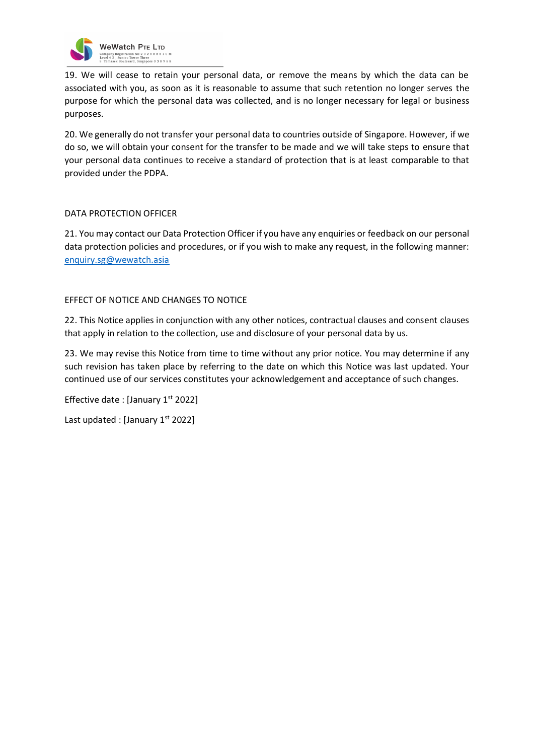19. We will cease to retain your personal data, or remove the means by which the data can be associated with you, as soon as it is reasonable to assume that such retention no longer serves the purpose for which the personal data was collected, and is no longer necessary for legal or business purposes.

20. We generally do not transfer your personal data to countries outside of Singapore. However, if we do so, we will obtain your consent for the transfer to be made and we will take steps to ensure that your personal data continues to receive a standard of protection that is at least comparable to that provided under the PDPA.

## DATA PROTECTION OFFICER

21. You may contact our Data Protection Officer if you have any enquiries or feedback on our personal data protection policies and procedures, or if you wish to make any request, in the following manner: enquiry.sg@wewatch.asia

## EFFECT OF NOTICE AND CHANGES TO NOTICE

22. This Notice applies in conjunction with any other notices, contractual clauses and consent clauses that apply in relation to the collection, use and disclosure of your personal data by us.

23. We may revise this Notice from time to time without any prior notice. You may determine if any such revision has taken place by referring to the date on which this Notice was last updated. Your continued use of our services constitutes your acknowledgement and acceptance of such changes.

Effective date : [January 1st 2022]

Last updated : [January 1st 2022]